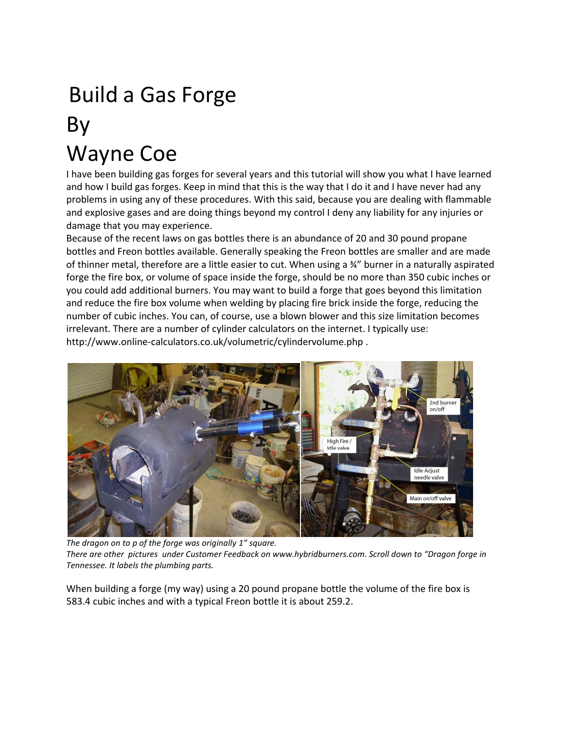# Build a Gas Forge

# By

# Wayne Coe

I have been building gas forges for several years and this tutorial will show you what I have learned and how I build gas forges. Keep in mind that this is the way that I do it and I have never had any problems in using any of these procedures. With this said, because you are dealing with flammable and explosive gases and are doing things beyond my control I deny any liability for any injuries or damage that you may experience.

Because of the recent laws on gas bottles there is an abundance of 20 and 30 pound propane bottles and Freon bottles available. Generally speaking the Freon bottles are smaller and are made of thinner metal, therefore are a little easier to cut. When using a ¾" burner in a naturally aspirated forge the fire box, or volume of space inside the forge, should be no more than 350 cubic inches or you could add additional burners. You may want to build a forge that goes beyond this limitation and reduce the fire box volume when welding by placing fire brick inside the forge, reducing the number of cubic inches. You can, of course, use a blown blower and this size limitation becomes irrelevant. There are a number of cylinder calculators on the internet. I typically use: http://www.online-calculators.co.uk/volumetric/cylindervolume.php .

2nd burner on/off

High Fire / Idle valve

Idle Adjust needle valve

Main on/off valve

*The dragon on to p of the forge was originally 1" square.*
*There are other pictures under Customer Feedback on www.hybridburners.com. Scroll down to "Dragon forge in Tennessee. It labels the plumbing parts.*

When building a forge (my way) using a 20 pound propane bottle the volume of the fire box is 583.4 cubic inches and with a typical Freon bottle it is about 259.2.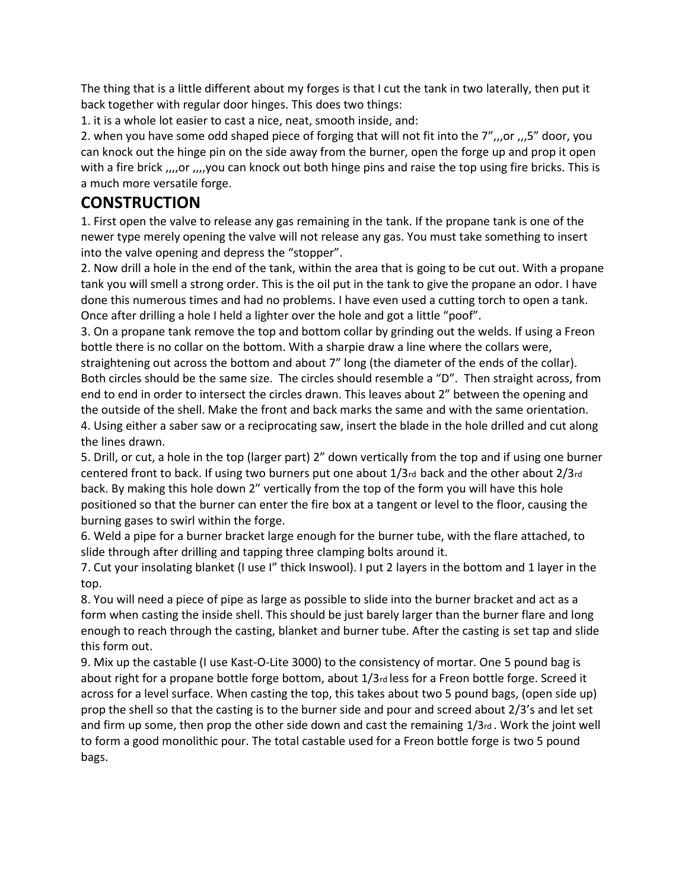The thing that is a little different about my forges is that I cut the tank in two laterally, then put it back together with regular door hinges. This does two things:

1. it is a whole lot easier to cast a nice, neat, smooth inside, and:
2. when you have some odd shaped piece of forging that will not fit into the 7",,,or ,,,5" door, you can knock out the hinge pin on the side away from the burner, open the forge up and prop it open with a fire brick ,,,,or ,,,,you can knock out both hinge pins and raise the top using fire bricks. This is a much more versatile forge.

## CONSTRUCTION

1. First open the valve to release any gas remaining in the tank. If the propane tank is one of the newer type merely opening the valve will not release any gas. You must take something to insert into the valve opening and depress the "stopper".
2. Now drill a hole in the end of the tank, within the area that is going to be cut out. With a propane tank you will smell a strong order. This is the oil put in the tank to give the propane an odor. I have done this numerous times and had no problems. I have even used a cutting torch to open a tank. Once after drilling a hole I held a lighter over the hole and got a little "poof".
3. On a propane tank remove the top and bottom collar by grinding out the welds. If using a Freon bottle there is no collar on the bottom. With a sharpie draw a line where the collars were, straightening out across the bottom and about 7" long (the diameter of the ends of the collar). Both circles should be the same size. The circles should resemble a "D". Then straight across, from end to end in order to intersect the circles drawn. This leaves about 2" between the opening and the outside of the shell. Make the front and back marks the same and with the same orientation.
4. Using either a saber saw or a reciprocating saw, insert the blade in the hole drilled and cut along the lines drawn.
5. Drill, or cut, a hole in the top (larger part) 2" down vertically from the top and if using one burner centered front to back. If using two burners put one about 1/3rd back and the other about 2/3rd back. By making this hole down 2" vertically from the top of the form you will have this hole positioned so that the burner can enter the fire box at a tangent or level to the floor, causing the burning gases to swirl within the forge.
6. Weld a pipe for a burner bracket large enough for the burner tube, with the flare attached, to slide through after drilling and tapping three clamping bolts around it.
7. Cut your insolating blanket (I use I" thick Inswool). I put 2 layers in the bottom and 1 layer in the top.
8. You will need a piece of pipe as large as possible to slide into the burner bracket and act as a form when casting the inside shell. This should be just barely larger than the burner flare and long enough to reach through the casting, blanket and burner tube. After the casting is set tap and slide this form out.
9. Mix up the castable (I use Kast-O-Lite 3000) to the consistency of mortar. One 5 pound bag is about right for a propane bottle forge bottom, about 1/3rd less for a Freon bottle forge. Screed it across for a level surface. When casting the top, this takes about two 5 pound bags, (open side up) prop the shell so that the casting is to the burner side and pour and screed about 2/3's and let set and firm up some, then prop the other side down and cast the remaining 1/3rd . Work the joint well to form a good monolithic pour. The total castable used for a Freon bottle forge is two 5 pound bags.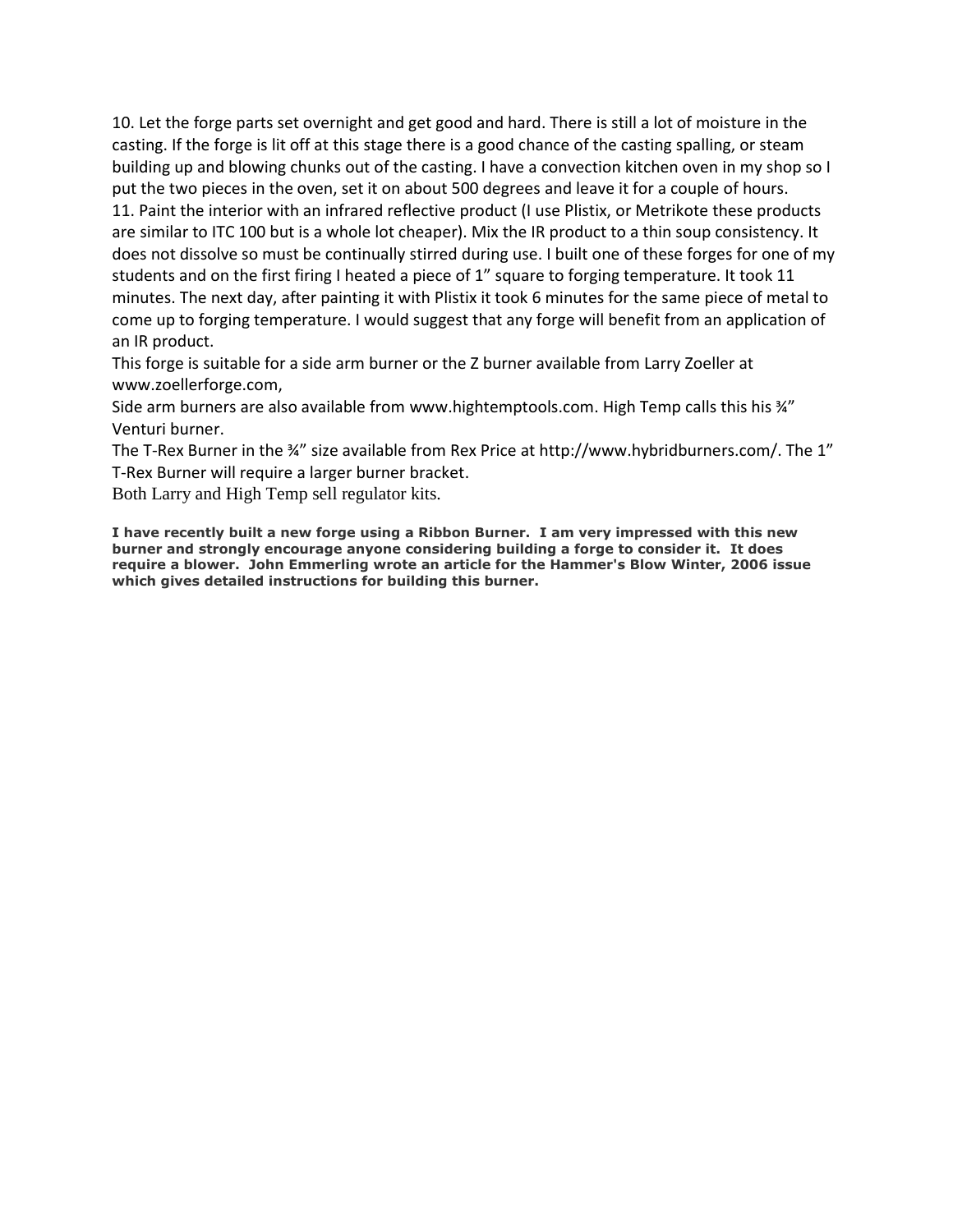10. Let the forge parts set overnight and get good and hard. There is still a lot of moisture in the casting. If the forge is lit off at this stage there is a good chance of the casting spalling, or steam building up and blowing chunks out of the casting. I have a convection kitchen oven in my shop so I put the two pieces in the oven, set it on about 500 degrees and leave it for a couple of hours.

11. Paint the interior with an infrared reflective product (I use Plistix, or Metrikote these products are similar to ITC 100 but is a whole lot cheaper). Mix the IR product to a thin soup consistency. It does not dissolve so must be continually stirred during use. I built one of these forges for one of my students and on the first firing I heated a piece of 1" square to forging temperature. It took 11 minutes. The next day, after painting it with Plistix it took 6 minutes for the same piece of metal to come up to forging temperature. I would suggest that any forge will benefit from an application of an IR product.

This forge is suitable for a side arm burner or the Z burner available from Larry Zoeller at www.zoellerforge.com,

Side arm burners are also available from www.hightemptools.com. High Temp calls this his ¾" Venturi burner.

The T-Rex Burner in the ¾" size available from Rex Price at http://www.hybridburners.com/. The 1" T-Rex Burner will require a larger burner bracket.

Both Larry and High Temp sell regulator kits.

**I have recently built a new forge using a Ribbon Burner. I am very impressed with this new burner and strongly encourage anyone considering building a forge to consider it. It does require a blower. John Emmerling wrote an article for the Hammer's Blow Winter, 2006 issue which gives detailed instructions for building this burner.**